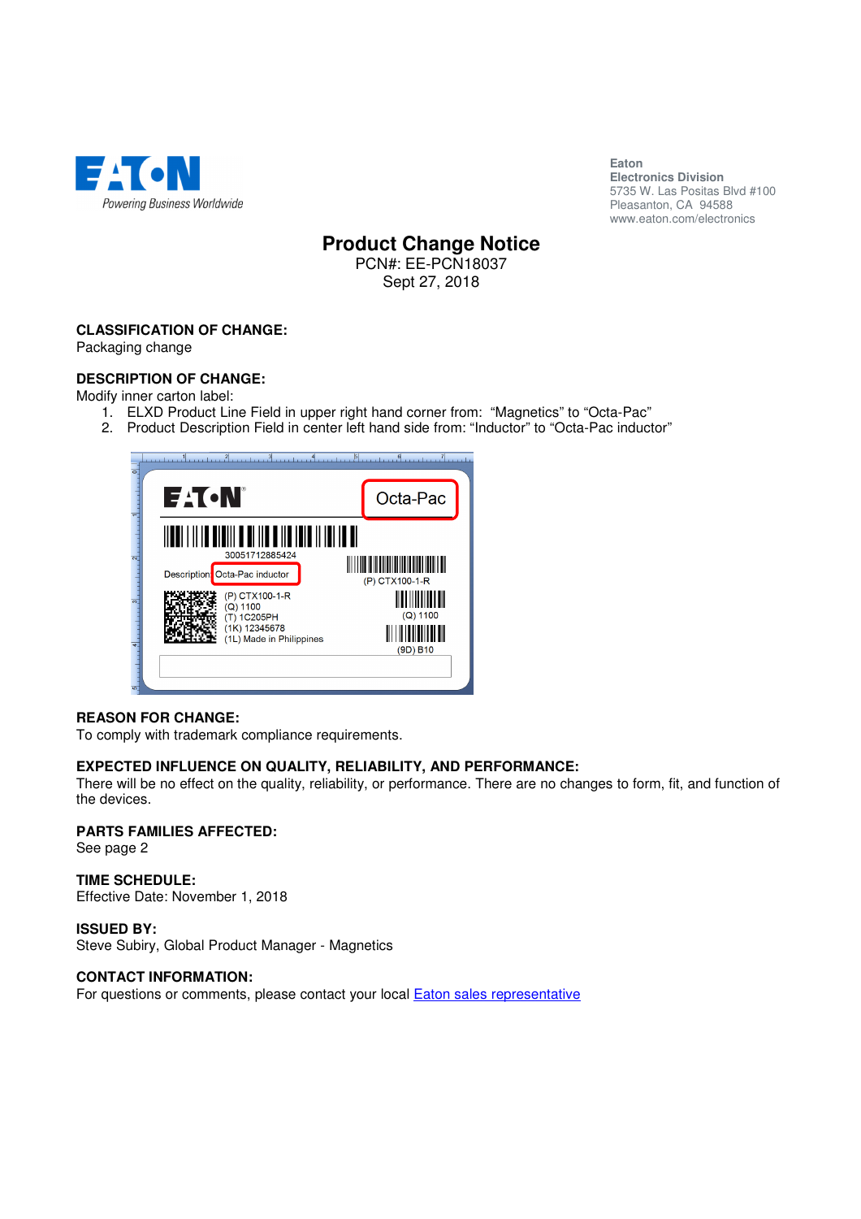Eaton  
Electronics Division  
5735 W. Las Positas Blvd #100  
Pleasanton, CA 94588  
www.eaton.com/electronics

# Product Change Notice

PCN#: EE-PCN18037  
Sept 27, 2018

**CLASSIFICATION OF CHANGE:**  
Packaging change

**DESCRIPTION OF CHANGE:**  
Modify inner carton label:

1. ELXD Product Line Field in upper right hand corner from: "Magnetics" to "Octa-Pac"
2. Product Description Field in center left hand side from: "Inductor" to "Octa-Pac inductor"

**REASON FOR CHANGE:**  
To comply with trademark compliance requirements.

**EXPECTED INFLUENCE ON QUALITY, RELIABILITY, AND PERFORMANCE:**  
There will be no effect on the quality, reliability, or performance. There are no changes to form, fit, and function of the devices.

**PARTS FAMILIES AFFECTED:**  
See page 2

**TIME SCHEDULE:**  
Effective Date: November 1, 2018

**ISSUED BY:**  
Steve Subiry, Global Product Manager - Magnetics

**CONTACT INFORMATION:**  
For questions or comments, please contact your local Eaton sales representative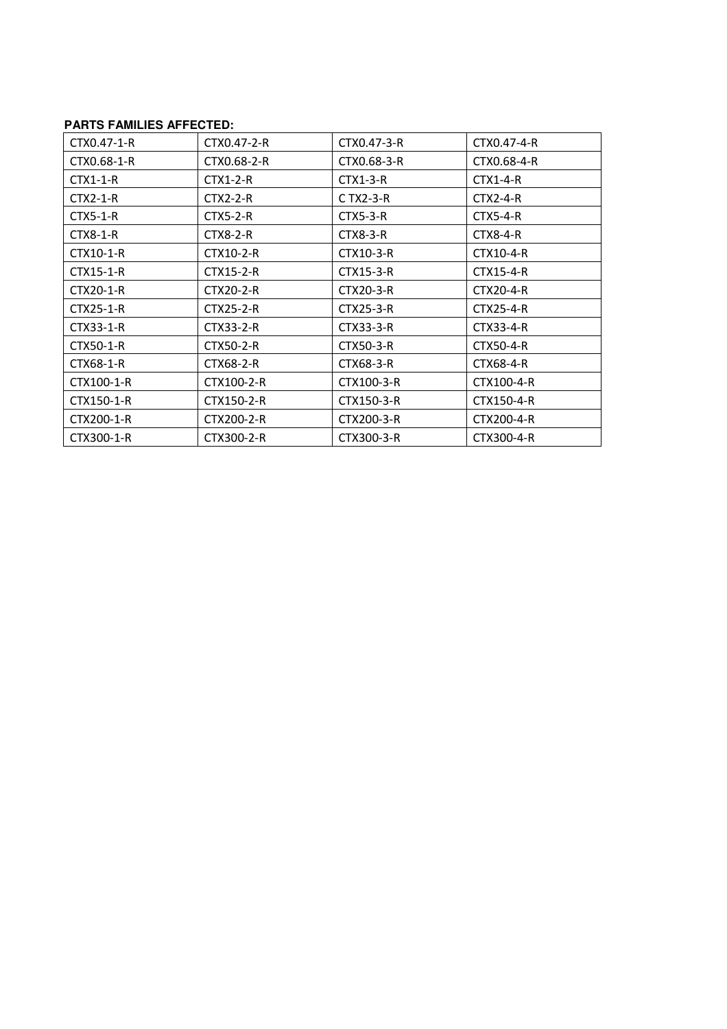**PARTS FAMILIES AFFECTED:**

| | | | |
|---|---|---|---|
| CTX0.47-1-R | CTX0.47-2-R | CTX0.47-3-R | CTX0.47-4-R |
| CTX0.68-1-R | CTX0.68-2-R | CTX0.68-3-R | CTX0.68-4-R |
| CTX1-1-R | CTX1-2-R | CTX1-3-R | CTX1-4-R |
| CTX2-1-R | CTX2-2-R | C TX2-3-R | CTX2-4-R |
| CTX5-1-R | CTX5-2-R | CTX5-3-R | CTX5-4-R |
| CTX8-1-R | CTX8-2-R | CTX8-3-R | CTX8-4-R |
| CTX10-1-R | CTX10-2-R | CTX10-3-R | CTX10-4-R |
| CTX15-1-R | CTX15-2-R | CTX15-3-R | CTX15-4-R |
| CTX20-1-R | CTX20-2-R | CTX20-3-R | CTX20-4-R |
| CTX25-1-R | CTX25-2-R | CTX25-3-R | CTX25-4-R |
| CTX33-1-R | CTX33-2-R | CTX33-3-R | CTX33-4-R |
| CTX50-1-R | CTX50-2-R | CTX50-3-R | CTX50-4-R |
| CTX68-1-R | CTX68-2-R | CTX68-3-R | CTX68-4-R |
| CTX100-1-R | CTX100-2-R | CTX100-3-R | CTX100-4-R |
| CTX150-1-R | CTX150-2-R | CTX150-3-R | CTX150-4-R |
| CTX200-1-R | CTX200-2-R | CTX200-3-R | CTX200-4-R |
| CTX300-1-R | CTX300-2-R | CTX300-3-R | CTX300-4-R |